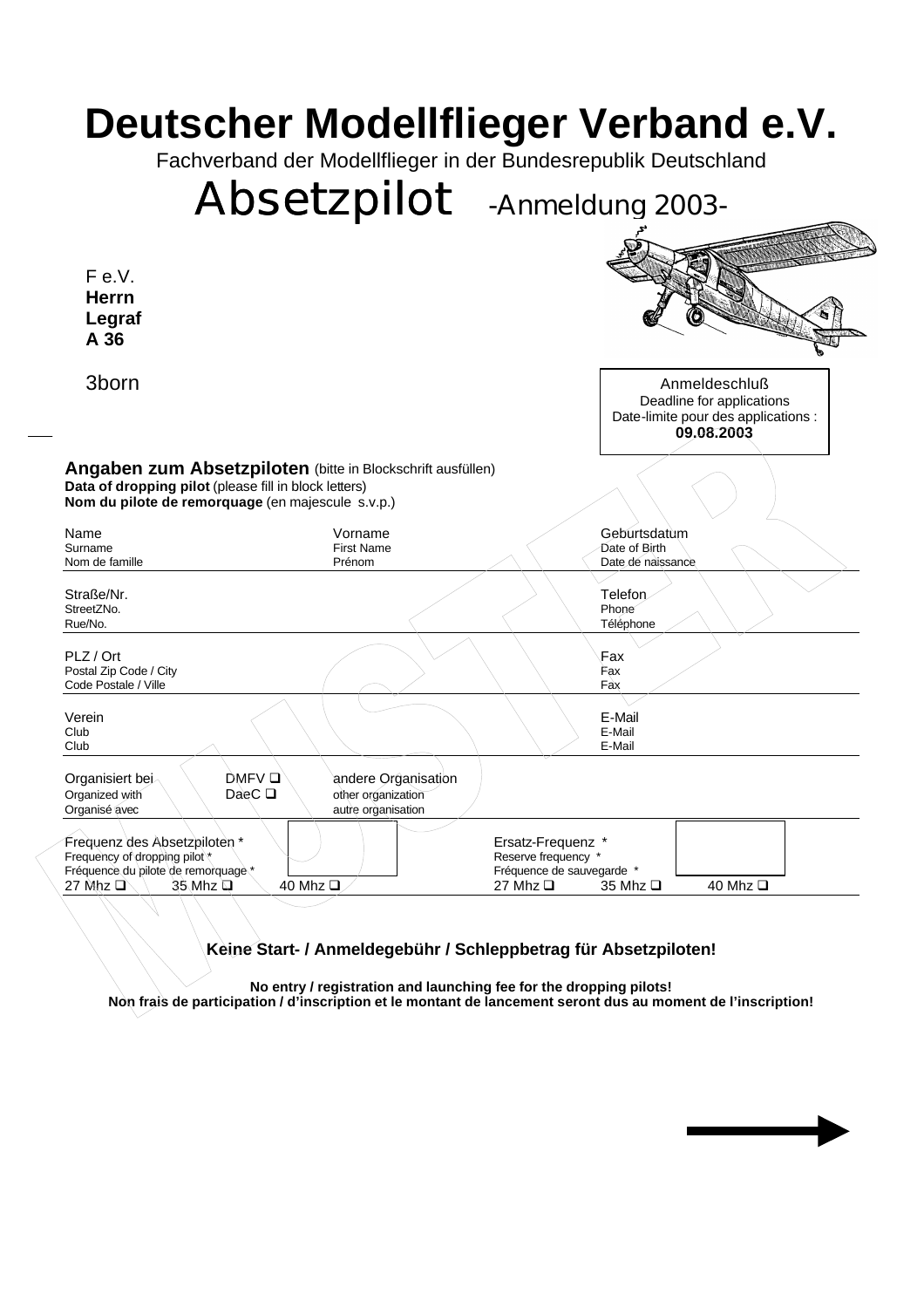# Deutscher Modellflieger Verband e.V.

Fachverband der Modellflieger in der Bundesrepublik Deutschland

## Absetzpilot -Anmeldung 2003-

F e.V.
**Herrn**
**Legraf**
**A 36**

3born

Anmeldeschluß
Deadline for applications
Date-limite pour des applications :
**09.08.2003**

**Angaben zum Absetzpiloten** (bitte in Blockschrift ausfüllen)
**Data of dropping pilot** (please fill in block letters)
**Nom du pilote de remorquage** (en majescule s.v.p.)

| Name<br>Surname<br>Nom de famille | Vorname<br>First Name<br>Prénom | Geburtsdatum<br>Date of Birth<br>Date de naissance |
|---|---|---|
| Straße/Nr.<br>StreetZNo.<br>Rue/No. | | Telefon<br>Phone<br>Téléphone |
| PLZ / Ort<br>Postal Zip Code / City<br>Code Postale / Ville | | Fax<br>Fax<br>Fax |
| Verein<br>Club<br>Club | | E-Mail<br>E-Mail<br>E-Mail |
| Organisiert bei<br>Organized with<br>Organisé avec | DMFV ❑<br>DaeC ❑ | andere Organisation<br>other organization<br>autre organisation |

Frequenz des Absetzpiloten *
Frequency of dropping pilot *
Fréquence du pilote de remorquage *
27 Mhz ❑ 35 Mhz ❑ 40 Mhz ❑

Ersatz-Frequenz *
Reserve frequency *
Fréquence de sauvegarde *
27 Mhz ❑ 35 Mhz ❑ 40 Mhz ❑

**Keine Start- / Anmeldegebühr / Schleppbetrag für Absetzpiloten!**

**No entry / registration and launching fee for the dropping pilots!**
**Non frais de participation / d'inscription et le montant de lancement seront dus au moment de l'inscription!**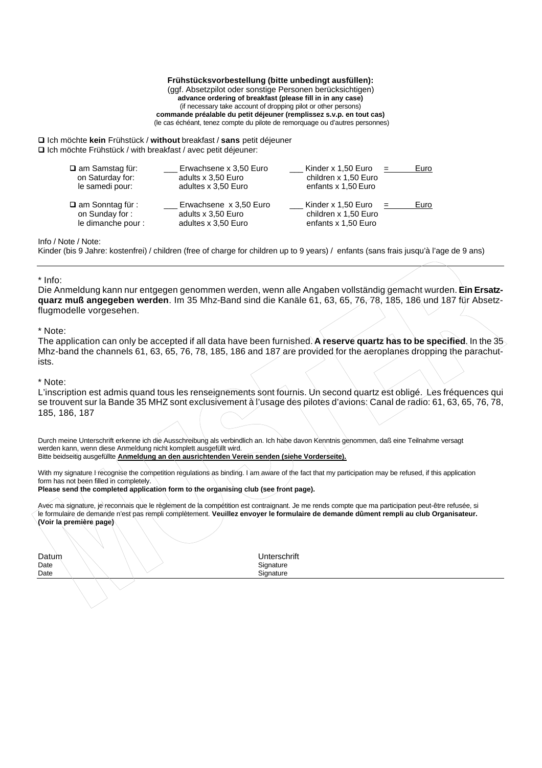**Frühstücksvorbestellung (bitte unbedingt ausfüllen):**
(ggf. Absetzpilot oder sonstige Personen berücksichtigen)
**advance ordering of breakfast (please fill in in any case)**
(if necessary take account of dropping pilot or other persons)
**commande préalable du petit déjeuner (remplissez s.v.p. en tout cas)**
(le cas échéant, tenez compte du pilote de remorquage ou d'autres personnes)

- ❑ Ich möchte **kein** Frühstück / **without** breakfast / **sans** petit déjeuner
- ❑ Ich möchte Frühstück / with breakfast / avec petit déjeuner:

| | | | | |
|---|---|---|---|---|
| ❑ am Samstag für:<br>on Saturday for:<br>le samedi pour: | ___ Erwachsene x 3,50 Euro<br>adults x 3,50 Euro<br>adultes x 3,50 Euro | ___ Kinder x 1,50 Euro<br>children x 1,50 Euro<br>enfants x 1,50 Euro | = | Euro |
| ❑ am Sonntag für :<br>on Sunday for :<br>le dimanche pour : | ___ Erwachsene x 3,50 Euro<br>adults x 3,50 Euro<br>adultes x 3,50 Euro | ___ Kinder x 1,50 Euro<br>children x 1,50 Euro<br>enfants x 1,50 Euro | = | Euro |

Info / Note / Note:
Kinder (bis 9 Jahre: kostenfrei) / children (free of charge for children up to 9 years) / enfants (sans frais jusqu'à l'age de 9 ans)

---

* Info:
Die Anmeldung kann nur entgegen genommen werden, wenn alle Angaben vollständig gemacht wurden. **Ein Ersatzquarz muß angegeben werden**. Im 35 Mhz-Band sind die Kanäle 61, 63, 65, 76, 78, 185, 186 und 187 für Absetzflugmodelle vorgesehen.

* Note:
The application can only be accepted if all data have been furnished. **A reserve quartz has to be specified**. In the 35 Mhz-band the channels 61, 63, 65, 76, 78, 185, 186 and 187 are provided for the aeroplanes dropping the parachutists.

* Note:
L'inscription est admis quand tous les renseignements sont fournis. Un second quartz est obligé. Les fréquences qui se trouvent sur la Bande 35 MHZ sont exclusivement à l'usage des pilotes d'avions: Canal de radio: 61, 63, 65, 76, 78, 185, 186, 187

Durch meine Unterschrift erkenne ich die Ausschreibung als verbindlich an. Ich habe davon Kenntnis genommen, daß eine Teilnahme versagt werden kann, wenn diese Anmeldung nicht komplett ausgefüllt wird.
Bitte beidseitig ausgefüllte **Anmeldung an den ausrichtenden Verein senden (siehe Vorderseite).**

With my signature I recognise the competition regulations as binding. I am aware of the fact that my participation may be refused, if this application form has not been filled in completely.
**Please send the completed application form to the organising club (see front page).**

Avec ma signature, je reconnais que le règlement de la compétition est contraignant. Je me rends compte que ma participation peut-être refusée, si le formulaire de demande n'est pas rempli complètement. **Veuillez envoyer le formulaire de demande dûment rempli au club Organisateur. (Voir la première page)**

| | |
|---|---|
| Datum<br>Date<br>Date | Unterschrift<br>Signature<br>Signature |